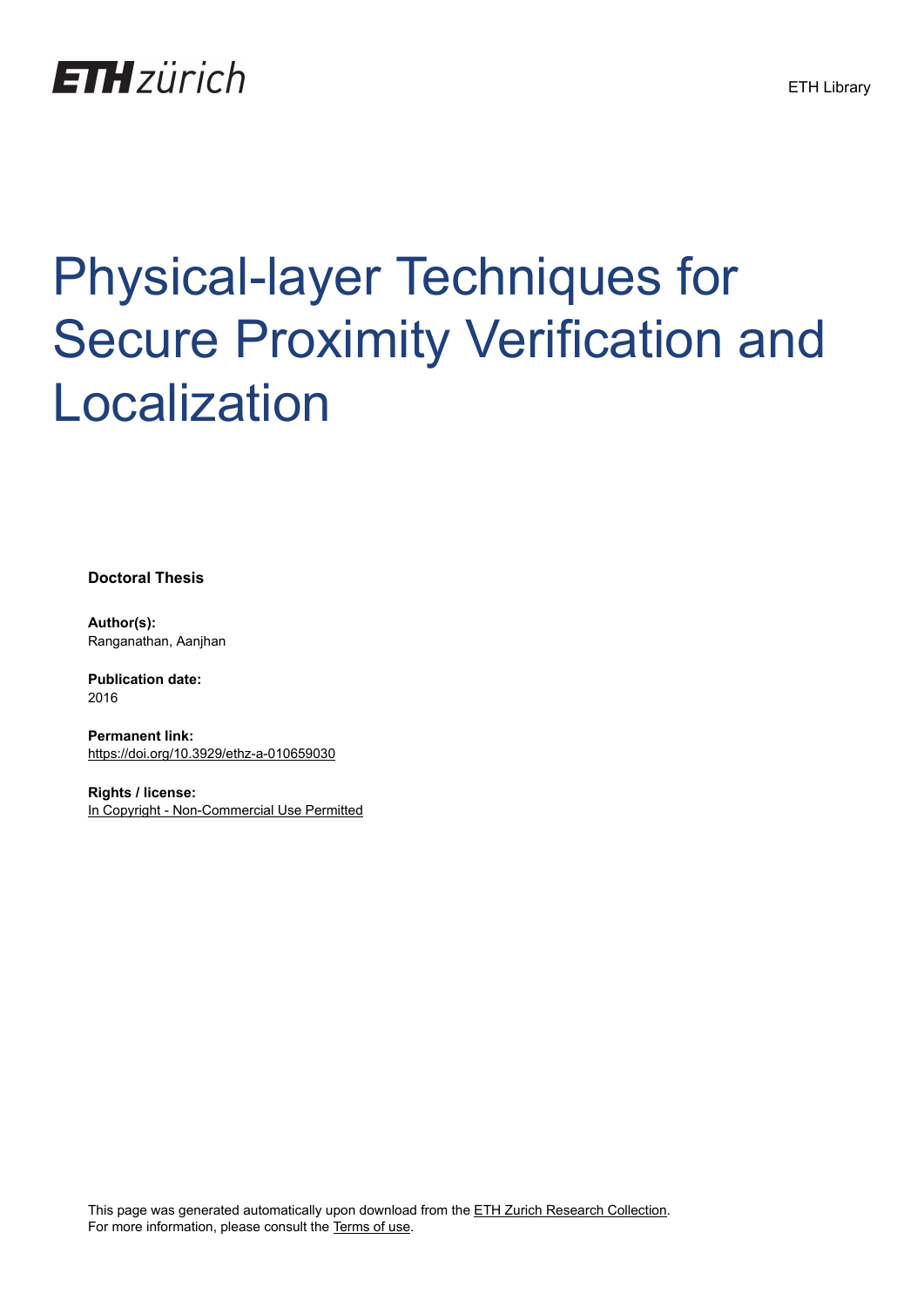ETH zürich

ETH Library

# Physical-layer Techniques for Secure Proximity Verification and Localization

**Doctoral Thesis**

**Author(s):**
Ranganathan, Aanjhan

**Publication date:**
2016

**Permanent link:**
https://doi.org/10.3929/ethz-a-010659030

**Rights / license:**
In Copyright - Non-Commercial Use Permitted

This page was generated automatically upon download from the ETH Zurich Research Collection.
For more information, please consult the Terms of use.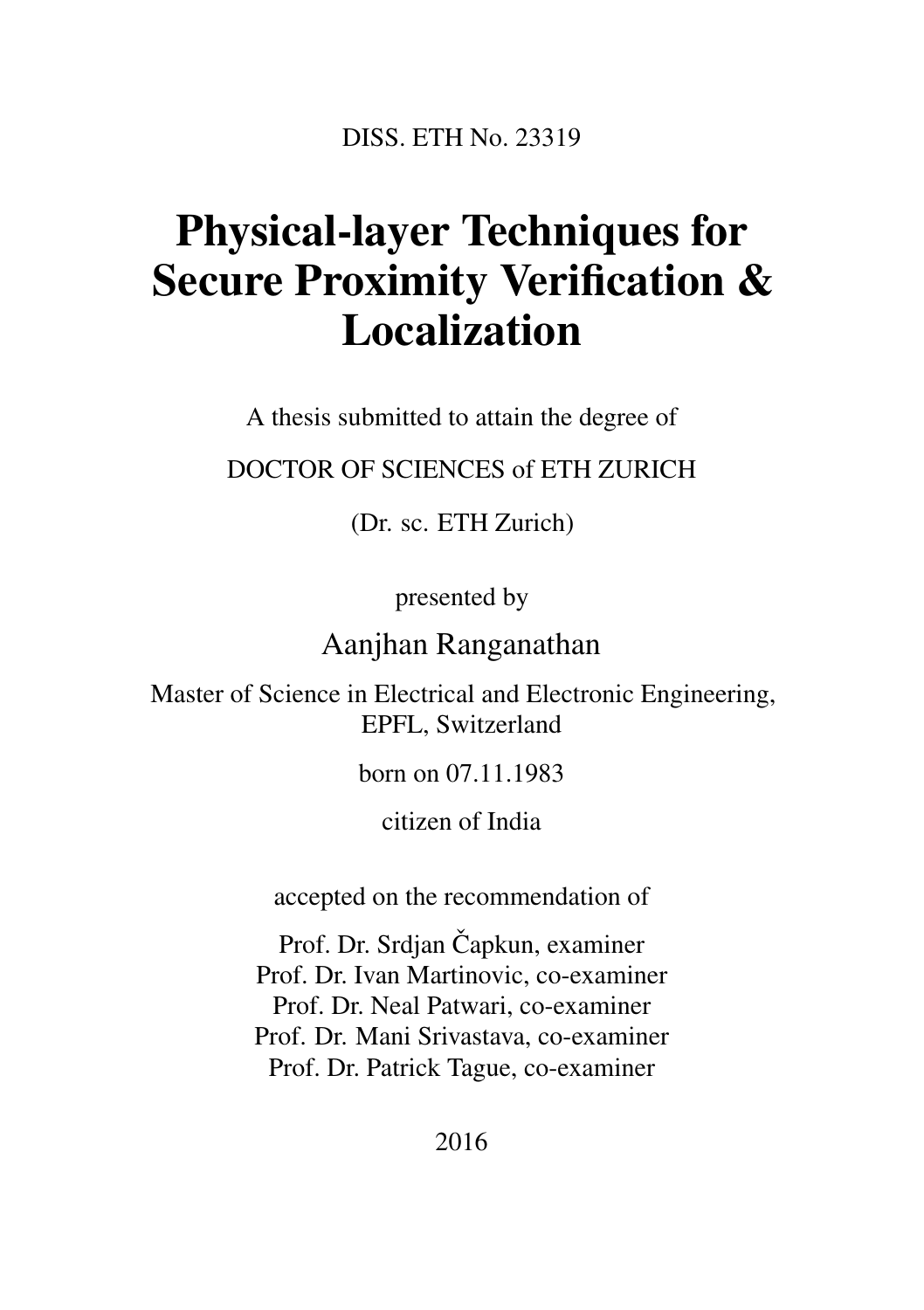DISS. ETH No. 23319

# Physical-layer Techniques for Secure Proximity Verification & Localization

A thesis submitted to attain the degree of

DOCTOR OF SCIENCES of ETH ZURICH

(Dr. sc. ETH Zurich)

presented by

Aanjhan Ranganathan

Master of Science in Electrical and Electronic Engineering, EPFL, Switzerland

born on 07.11.1983

citizen of India

accepted on the recommendation of

Prof. Dr. Srdjan Čapkun, examiner
Prof. Dr. Ivan Martinovic, co-examiner
Prof. Dr. Neal Patwari, co-examiner
Prof. Dr. Mani Srivastava, co-examiner
Prof. Dr. Patrick Tague, co-examiner

2016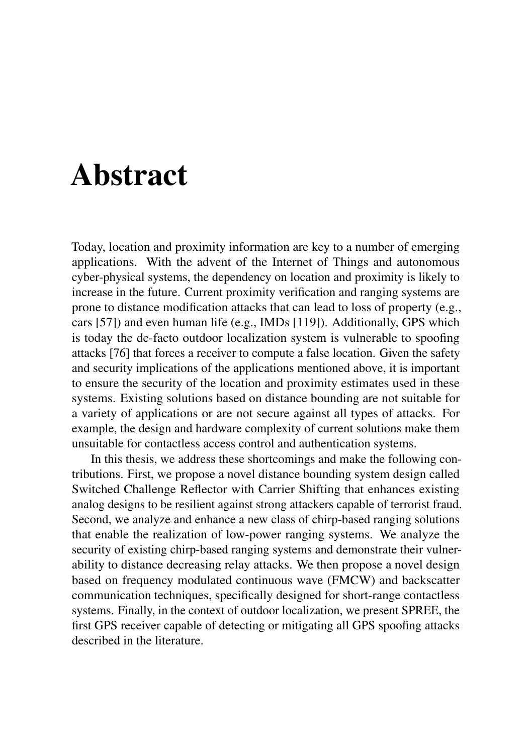# Abstract

Today, location and proximity information are key to a number of emerging applications. With the advent of the Internet of Things and autonomous cyber-physical systems, the dependency on location and proximity is likely to increase in the future. Current proximity verification and ranging systems are prone to distance modification attacks that can lead to loss of property (e.g., cars [57]) and even human life (e.g., IMDs [119]). Additionally, GPS which is today the de-facto outdoor localization system is vulnerable to spoofing attacks [76] that forces a receiver to compute a false location. Given the safety and security implications of the applications mentioned above, it is important to ensure the security of the location and proximity estimates used in these systems. Existing solutions based on distance bounding are not suitable for a variety of applications or are not secure against all types of attacks. For example, the design and hardware complexity of current solutions make them unsuitable for contactless access control and authentication systems.

In this thesis, we address these shortcomings and make the following contributions. First, we propose a novel distance bounding system design called Switched Challenge Reflector with Carrier Shifting that enhances existing analog designs to be resilient against strong attackers capable of terrorist fraud. Second, we analyze and enhance a new class of chirp-based ranging solutions that enable the realization of low-power ranging systems. We analyze the security of existing chirp-based ranging systems and demonstrate their vulnerability to distance decreasing relay attacks. We then propose a novel design based on frequency modulated continuous wave (FMCW) and backscatter communication techniques, specifically designed for short-range contactless systems. Finally, in the context of outdoor localization, we present SPREE, the first GPS receiver capable of detecting or mitigating all GPS spoofing attacks described in the literature.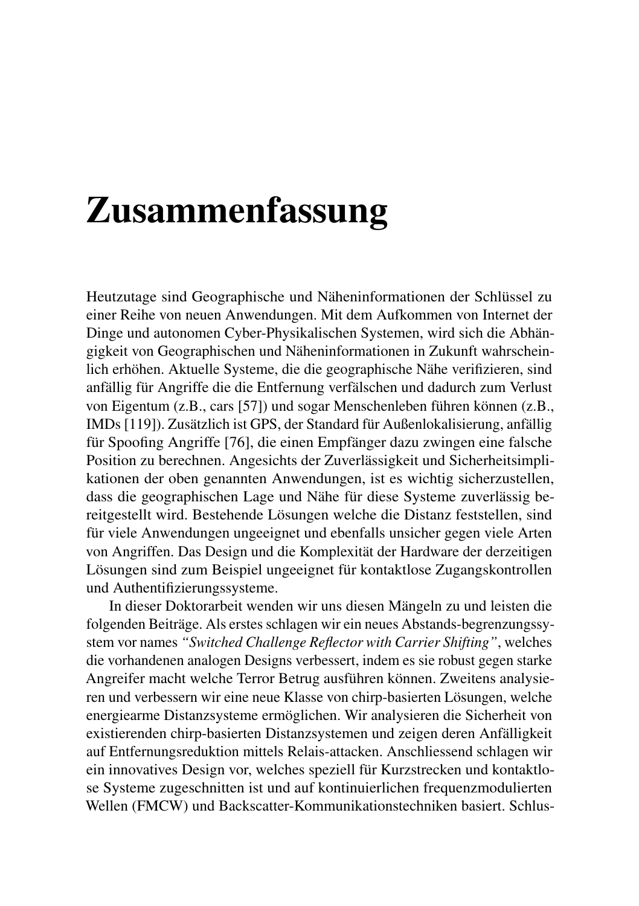# Zusammenfassung

Heutzutage sind Geographische und Näheninformationen der Schlüssel zu einer Reihe von neuen Anwendungen. Mit dem Aufkommen von Internet der Dinge und autonomen Cyber-Physikalischen Systemen, wird sich die Abhängigkeit von Geographischen und Näheninformationen in Zukunft wahrscheinlich erhöhen. Aktuelle Systeme, die die geographische Nähe verifizieren, sind anfällig für Angriffe die die Entfernung verfälschen und dadurch zum Verlust von Eigentum (z.B., cars [57]) und sogar Menschenleben führen können (z.B., IMDs [119]). Zusätzlich ist GPS, der Standard für Außenlokalisierung, anfällig für Spoofing Angriffe [76], die einen Empfänger dazu zwingen eine falsche Position zu berechnen. Angesichts der Zuverlässigkeit und Sicherheitsimplikationen der oben genannten Anwendungen, ist es wichtig sicherzustellen, dass die geographischen Lage und Nähe für diese Systeme zuverlässig bereitgestellt wird. Bestehende Lösungen welche die Distanz feststellen, sind für viele Anwendungen ungeeignet und ebenfalls unsicher gegen viele Arten von Angriffen. Das Design und die Komplexität der Hardware der derzeitigen Lösungen sind zum Beispiel ungeeignet für kontaktlose Zugangskontrollen und Authentifizierungssysteme.

In dieser Doktorarbeit wenden wir uns diesen Mängeln zu und leisten die folgenden Beiträge. Als erstes schlagen wir ein neues Abstands-begrenzungssystem vor names *"Switched Challenge Reflector with Carrier Shifting"*, welches die vorhandenen analogen Designs verbessert, indem es sie robust gegen starke Angreifer macht welche Terror Betrug ausführen können. Zweitens analysieren und verbessern wir eine neue Klasse von chirp-basierten Lösungen, welche energiearme Distanzsysteme ermöglichen. Wir analysieren die Sicherheit von existierenden chirp-basierten Distanzsystemen und zeigen deren Anfälligkeit auf Entfernungsreduktion mittels Relais-attacken. Anschliessend schlagen wir ein innovatives Design vor, welches speziell für Kurzstrecken und kontaktlose Systeme zugeschnitten ist und auf kontinuierlichen frequenzmodulierten Wellen (FMCW) und Backscatter-Kommunikationstechniken basiert. Schlus-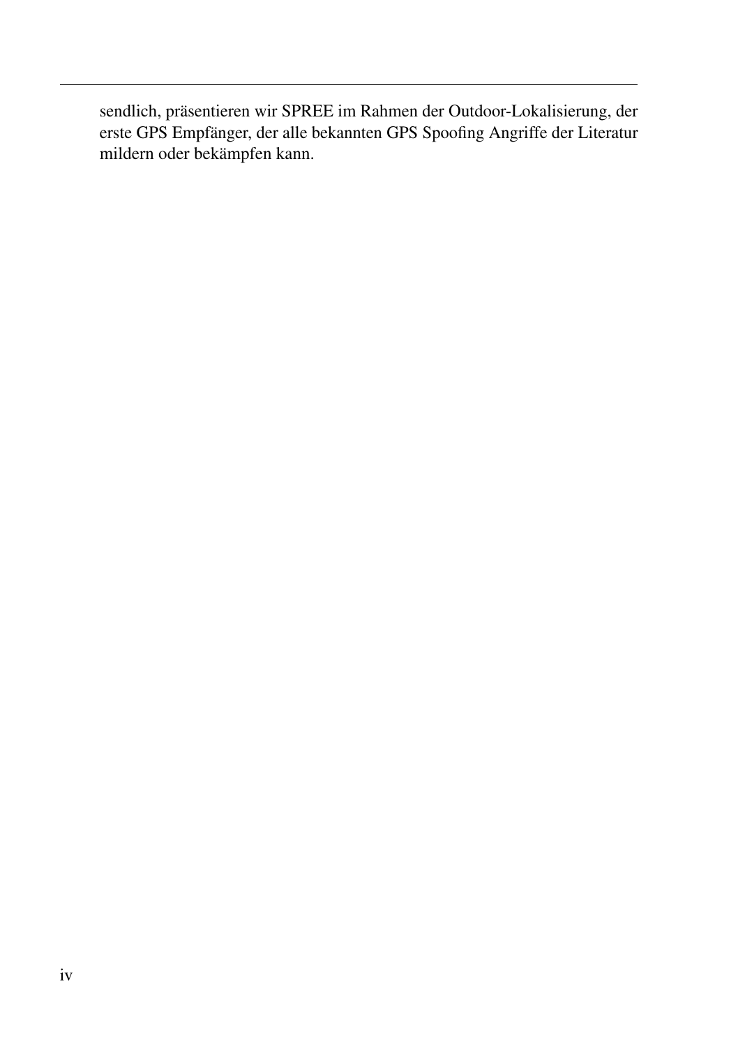sendlich, präsentieren wir SPREE im Rahmen der Outdoor-Lokalisierung, der erste GPS Empfänger, der alle bekannten GPS Spoofing Angriffe der Literatur mildern oder bekämpfen kann.